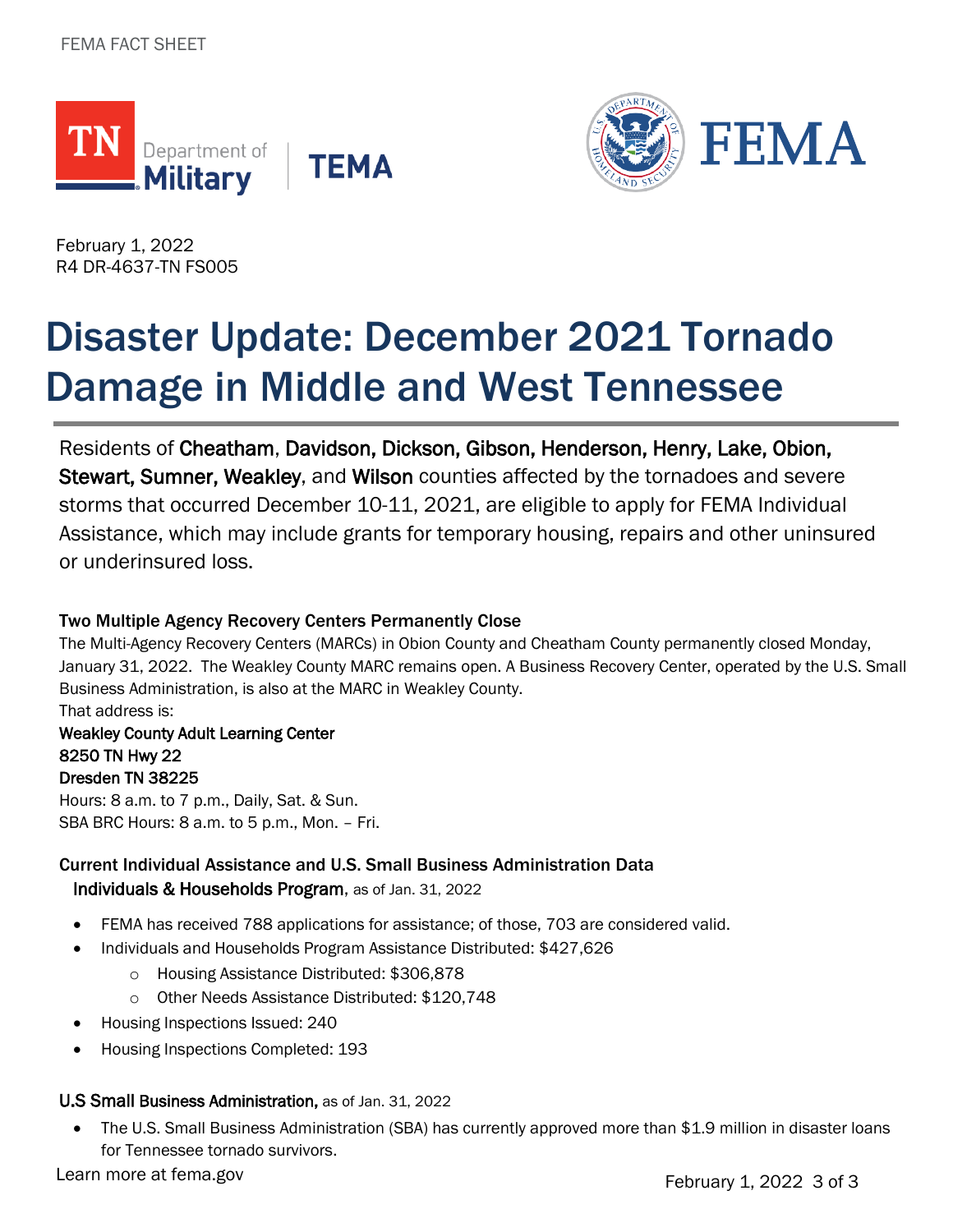FEMA FACT SHEET

February 1, 2022
R4 DR-4637-TN FS005

# Disaster Update: December 2021 Tornado Damage in Middle and West Tennessee

Residents of **Cheatham**, **Davidson, Dickson, Gibson, Henderson, Henry, Lake, Obion, Stewart, Sumner, Weakley**, and **Wilson** counties affected by the tornadoes and severe storms that occurred December 10-11, 2021, are eligible to apply for FEMA Individual Assistance, which may include grants for temporary housing, repairs and other uninsured or underinsured loss.

### Two Multiple Agency Recovery Centers Permanently Close

The Multi-Agency Recovery Centers (MARCs) in Obion County and Cheatham County permanently closed Monday, January 31, 2022. The Weakley County MARC remains open. A Business Recovery Center, operated by the U.S. Small Business Administration, is also at the MARC in Weakley County.

That address is:

**Weakley County Adult Learning Center**
**8250 TN Hwy 22**
**Dresden TN 38225**

Hours: 8 a.m. to 7 p.m., Daily, Sat. & Sun.
SBA BRC Hours: 8 a.m. to 5 p.m., Mon. – Fri.

### Current Individual Assistance and U.S. Small Business Administration Data

**Individuals & Households Program**, as of Jan. 31, 2022

- FEMA has received 788 applications for assistance; of those, 703 are considered valid.
- Individuals and Households Program Assistance Distributed: $427,626
  - Housing Assistance Distributed: $306,878
  - Other Needs Assistance Distributed: $120,748
- Housing Inspections Issued: 240
- Housing Inspections Completed: 193

**U.S Small Business Administration,** as of Jan. 31, 2022

- The U.S. Small Business Administration (SBA) has currently approved more than $1.9 million in disaster loans for Tennessee tornado survivors.

Learn more at fema.gov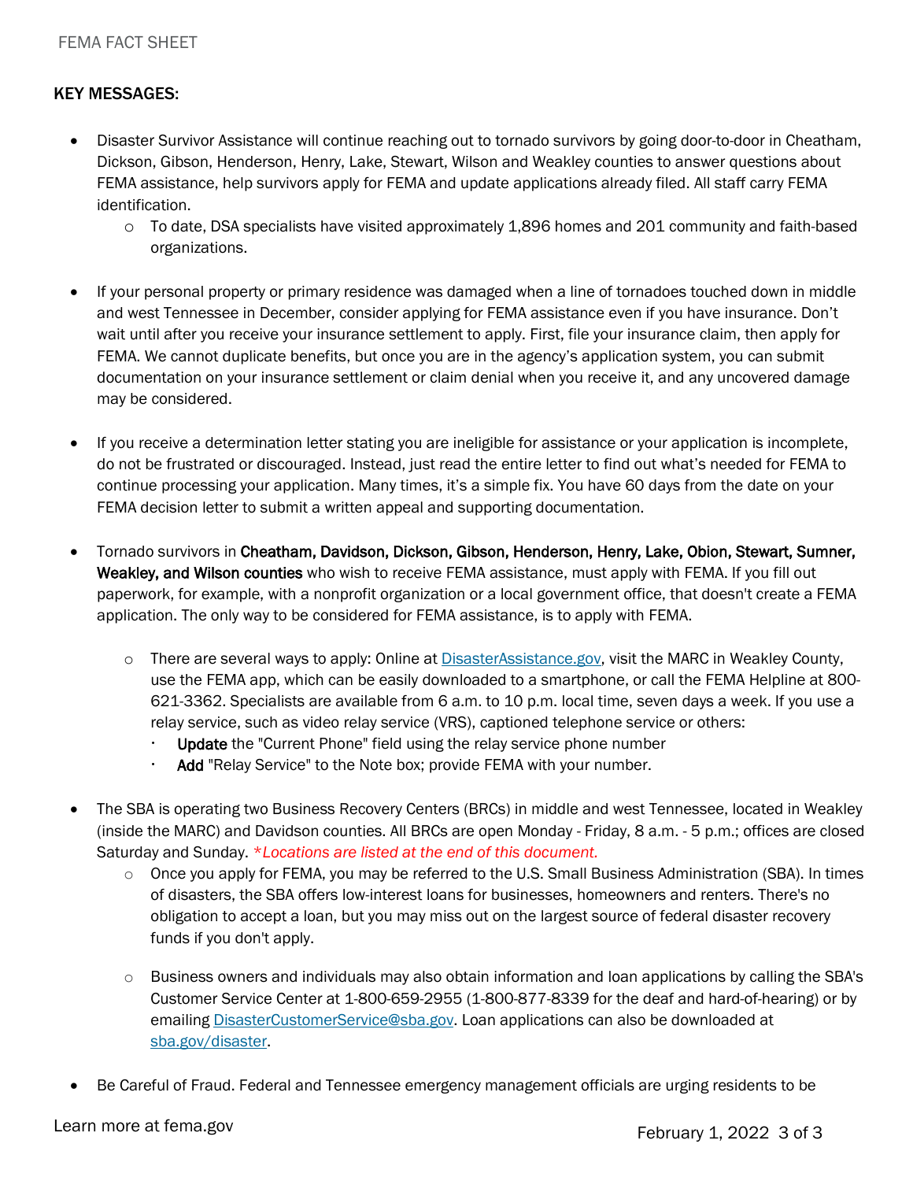**KEY MESSAGES:**

- Disaster Survivor Assistance will continue reaching out to tornado survivors by going door-to-door in Cheatham, Dickson, Gibson, Henderson, Henry, Lake, Stewart, Wilson and Weakley counties to answer questions about FEMA assistance, help survivors apply for FEMA and update applications already filed. All staff carry FEMA identification.
  - To date, DSA specialists have visited approximately 1,896 homes and 201 community and faith-based organizations.

- If your personal property or primary residence was damaged when a line of tornadoes touched down in middle and west Tennessee in December, consider applying for FEMA assistance even if you have insurance. Don't wait until after you receive your insurance settlement to apply. First, file your insurance claim, then apply for FEMA. We cannot duplicate benefits, but once you are in the agency's application system, you can submit documentation on your insurance settlement or claim denial when you receive it, and any uncovered damage may be considered.

- If you receive a determination letter stating you are ineligible for assistance or your application is incomplete, do not be frustrated or discouraged. Instead, just read the entire letter to find out what's needed for FEMA to continue processing your application. Many times, it's a simple fix. You have 60 days from the date on your FEMA decision letter to submit a written appeal and supporting documentation.

- Tornado survivors in **Cheatham, Davidson, Dickson, Gibson, Henderson, Henry, Lake, Obion, Stewart, Sumner, Weakley, and Wilson counties** who wish to receive FEMA assistance, must apply with FEMA. If you fill out paperwork, for example, with a nonprofit organization or a local government office, that doesn't create a FEMA application. The only way to be considered for FEMA assistance, is to apply with FEMA.

  - There are several ways to apply: Online at [DisasterAssistance.gov](DisasterAssistance.gov), visit the MARC in Weakley County, use the FEMA app, which can be easily downloaded to a smartphone, or call the FEMA Helpline at 800-621-3362. Specialists are available from 6 a.m. to 10 p.m. local time, seven days a week. If you use a relay service, such as video relay service (VRS), captioned telephone service or others:
    - **Update** the "Current Phone" field using the relay service phone number
    - **Add** "Relay Service" to the Note box; provide FEMA with your number.

- The SBA is operating two Business Recovery Centers (BRCs) in middle and west Tennessee, located in Weakley (inside the MARC) and Davidson counties. All BRCs are open Monday - Friday, 8 a.m. - 5 p.m.; offices are closed Saturday and Sunday. **\***_Locations are listed at the end of this document._
  - Once you apply for FEMA, you may be referred to the U.S. Small Business Administration (SBA). In times of disasters, the SBA offers low-interest loans for businesses, homeowners and renters. There's no obligation to accept a loan, but you may miss out on the largest source of federal disaster recovery funds if you don't apply.

  - Business owners and individuals may also obtain information and loan applications by calling the SBA's Customer Service Center at 1-800-659-2955 (1-800-877-8339 for the deaf and hard-of-hearing) or by emailing [DisasterCustomerService@sba.gov](mailto:DisasterCustomerService@sba.gov). Loan applications can also be downloaded at [sba.gov/disaster](sba.gov/disaster).

- Be Careful of Fraud. Federal and Tennessee emergency management officials are urging residents to be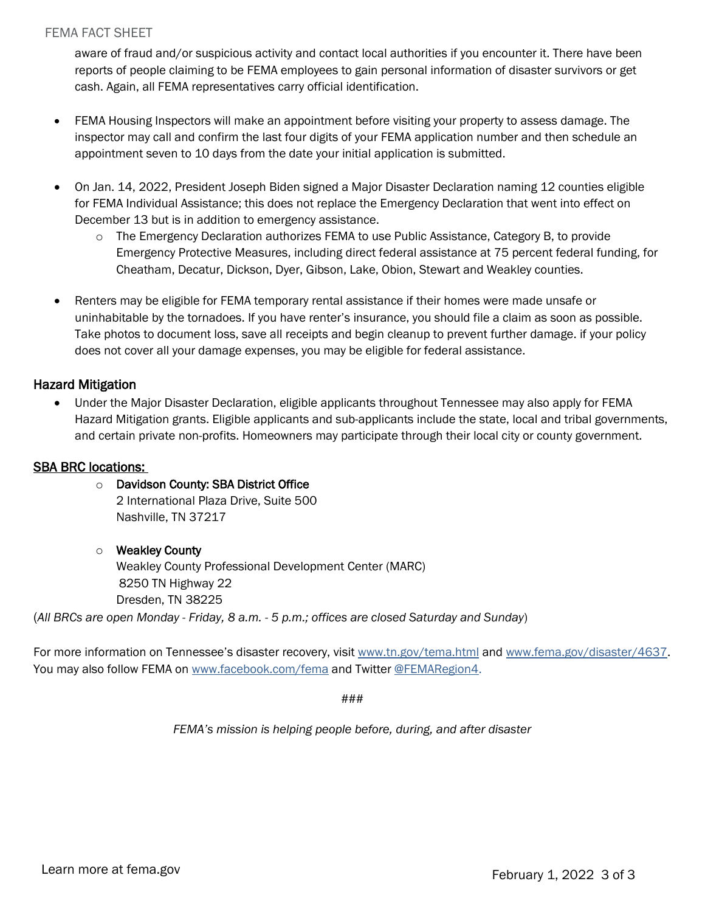aware of fraud and/or suspicious activity and contact local authorities if you encounter it. There have been reports of people claiming to be FEMA employees to gain personal information of disaster survivors or get cash. Again, all FEMA representatives carry official identification.

- FEMA Housing Inspectors will make an appointment before visiting your property to assess damage. The inspector may call and confirm the last four digits of your FEMA application number and then schedule an appointment seven to 10 days from the date your initial application is submitted.

- On Jan. 14, 2022, President Joseph Biden signed a Major Disaster Declaration naming 12 counties eligible for FEMA Individual Assistance; this does not replace the Emergency Declaration that went into effect on December 13 but is in addition to emergency assistance.
  - The Emergency Declaration authorizes FEMA to use Public Assistance, Category B, to provide Emergency Protective Measures, including direct federal assistance at 75 percent federal funding, for Cheatham, Decatur, Dickson, Dyer, Gibson, Lake, Obion, Stewart and Weakley counties.

- Renters may be eligible for FEMA temporary rental assistance if their homes were made unsafe or uninhabitable by the tornadoes. If you have renter's insurance, you should file a claim as soon as possible. Take photos to document loss, save all receipts and begin cleanup to prevent further damage. if your policy does not cover all your damage expenses, you may be eligible for federal assistance.

## Hazard Mitigation

- Under the Major Disaster Declaration, eligible applicants throughout Tennessee may also apply for FEMA Hazard Mitigation grants. Eligible applicants and sub-applicants include the state, local and tribal governments, and certain private non-profits. Homeowners may participate through their local city or county government.

## SBA BRC locations:

- **Davidson County: SBA District Office**
  2 International Plaza Drive, Suite 500
  Nashville, TN 37217

- **Weakley County**
  Weakley County Professional Development Center (MARC)
  8250 TN Highway 22
  Dresden, TN 38225

(*All BRCs are open Monday - Friday, 8 a.m. - 5 p.m.; offices are closed Saturday and Sunday*)

For more information on Tennessee's disaster recovery, visit www.tn.gov/tema.html and www.fema.gov/disaster/4637. You may also follow FEMA on www.facebook.com/fema and Twitter @FEMARegion4.

###

*FEMA's mission is helping people before, during, and after disaster*